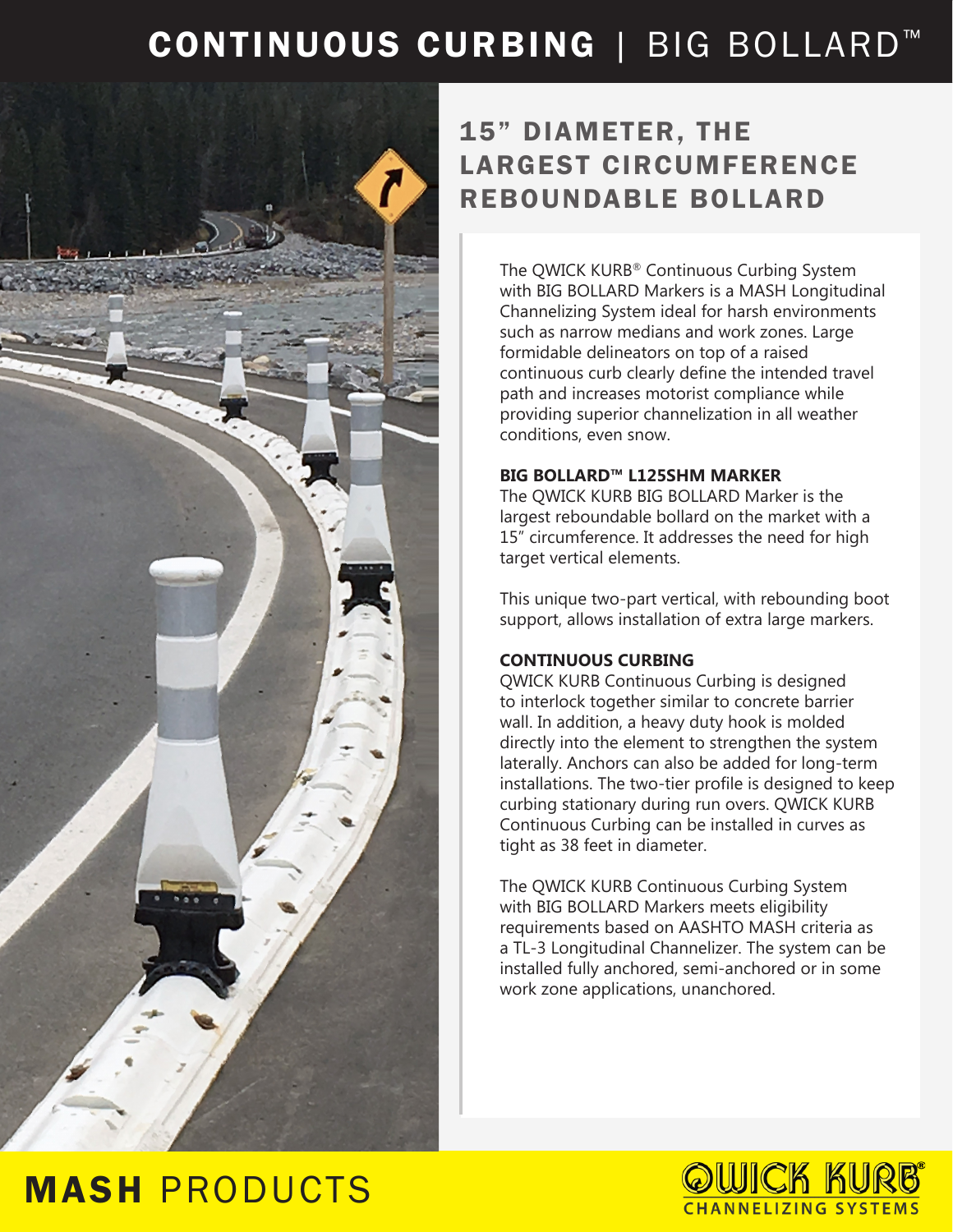# CONTINUOUS CURBING | BIG BOLLARD™

## 15" DIAMETER, THE LARGEST CIRCUMFERENCE REBOUNDABLE BOLLARD

The QWICK KURB® Continuous Curbing System with BIG BOLLARD Markers is a MASH Longitudinal Channelizing System ideal for harsh environments such as narrow medians and work zones. Large formidable delineators on top of a raised continuous curb clearly define the intended travel path and increases motorist compliance while providing superior channelization in all weather conditions, even snow.

**BIG BOLLARD™ L125SHM MARKER**

The QWICK KURB BIG BOLLARD Marker is the largest reboundable bollard on the market with a 15" circumference. It addresses the need for high target vertical elements.

This unique two-part vertical, with rebounding boot support, allows installation of extra large markers.

**CONTINUOUS CURBING**

QWICK KURB Continuous Curbing is designed to interlock together similar to concrete barrier wall. In addition, a heavy duty hook is molded directly into the element to strengthen the system laterally. Anchors can also be added for long-term installations. The two-tier profile is designed to keep curbing stationary during run overs. QWICK KURB Continuous Curbing can be installed in curves as tight as 38 feet in diameter.

The QWICK KURB Continuous Curbing System with BIG BOLLARD Markers meets eligibility requirements based on AASHTO MASH criteria as a TL-3 Longitudinal Channelizer. The system can be installed fully anchored, semi-anchored or in some work zone applications, unanchored.

**MASH** PRODUCTS

QWICK KURB® CHANNELIZING SYSTEMS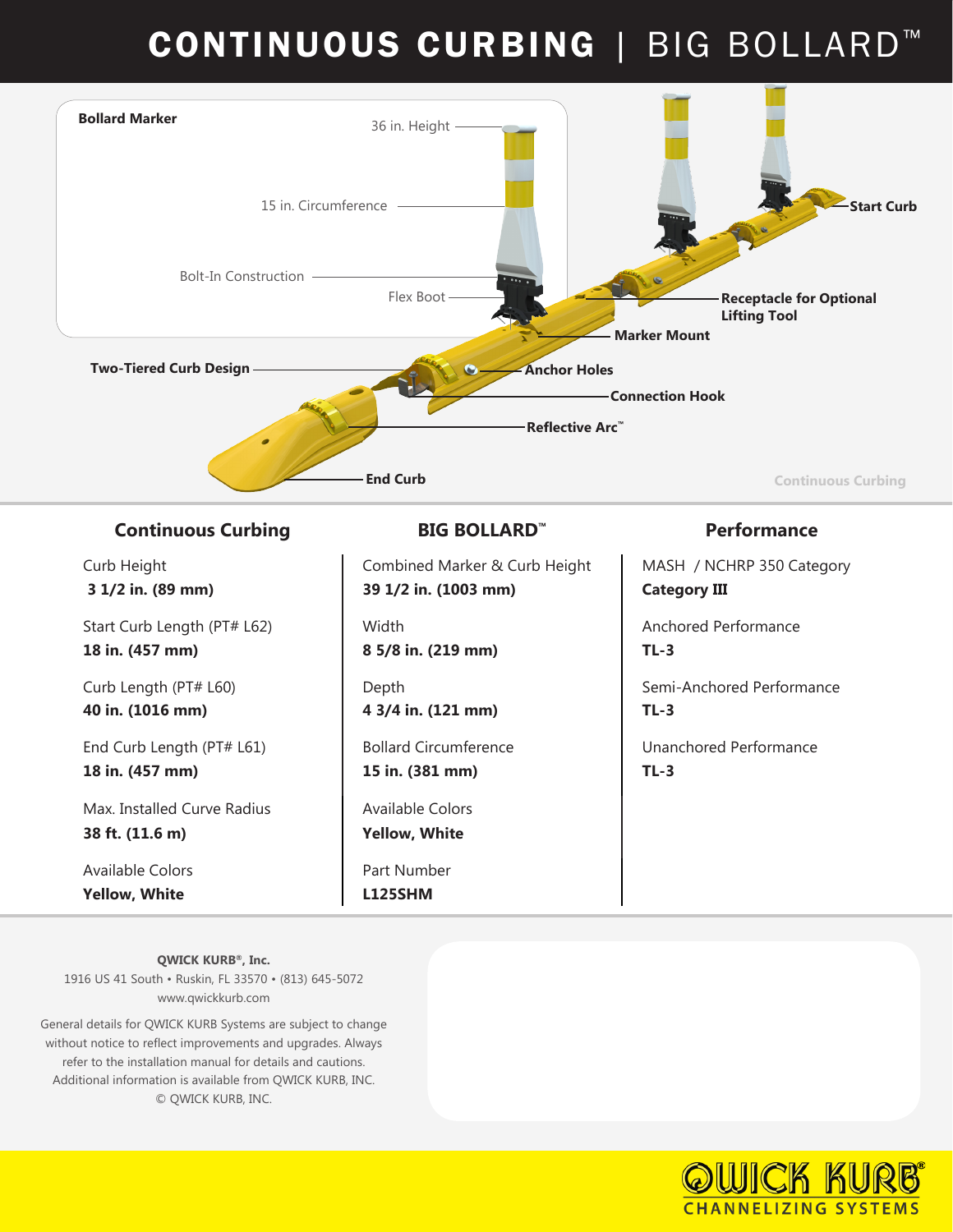# CONTINUOUS CURBING | BIG BOLLARD™

Bollard Marker

36 in. Height

15 in. Circumference

Bolt-In Construction

Flex Boot

Start Curb

Receptacle for Optional Lifting Tool

Marker Mount

Two-Tiered Curb Design

Anchor Holes

Connection Hook

Reflective Arc™

End Curb

Continuous Curbing

## Continuous Curbing

Curb Height
**3 1/2 in. (89 mm)**

Start Curb Length (PT# L62)
**18 in. (457 mm)**

Curb Length (PT# L60)
**40 in. (1016 mm)**

End Curb Length (PT# L61)
**18 in. (457 mm)**

Max. Installed Curve Radius
**38 ft. (11.6 m)**

Available Colors
**Yellow, White**

## BIG BOLLARD™

Combined Marker & Curb Height
**39 1/2 in. (1003 mm)**

Width
**8 5/8 in. (219 mm)**

Depth
**4 3/4 in. (121 mm)**

Bollard Circumference
**15 in. (381 mm)**

Available Colors
**Yellow, White**

Part Number
**L125SHM**

## Performance

MASH / NCHRP 350 Category
**Category III**

Anchored Performance
**TL-3**

Semi-Anchored Performance
**TL-3**

Unanchored Performance
**TL-3**

**QWICK KURB®, Inc.**
1916 US 41 South • Ruskin, FL 33570 • (813) 645-5072
www.qwickkurb.com

General details for QWICK KURB Systems are subject to change without notice to reflect improvements and upgrades. Always refer to the installation manual for details and cautions. Additional information is available from QWICK KURB, INC.
© QWICK KURB, INC.

QWICK KURB®
CHANNELIZING SYSTEMS